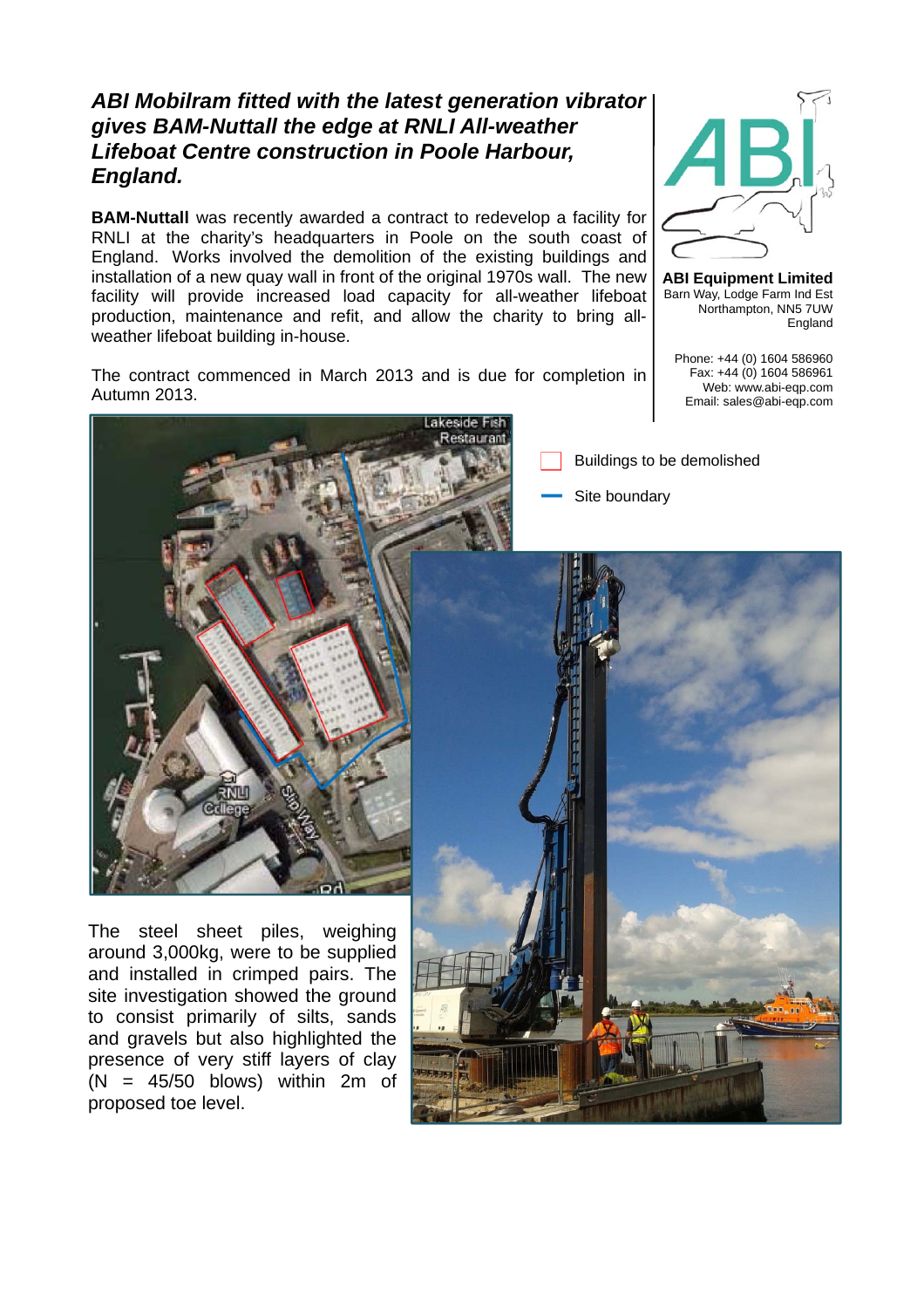## *ABI Mobilram fitted with the latest generation vibrator gives BAM-Nuttall the edge at RNLI All-weather Lifeboat Centre construction in Poole Harbour, England.*

**ABI Equipment Limited**
Barn Way, Lodge Farm Ind Est
Northampton, NN5 7UW
England

Phone: +44 (0) 1604 586960
Fax: +44 (0) 1604 586961
Web: www.abi-eqp.com
Email: sales@abi-eqp.com

**BAM-Nuttall** was recently awarded a contract to redevelop a facility for RNLI at the charity's headquarters in Poole on the south coast of England. Works involved the demolition of the existing buildings and installation of a new quay wall in front of the original 1970s wall. The new facility will provide increased load capacity for all-weather lifeboat production, maintenance and refit, and allow the charity to bring all-weather lifeboat building in-house.

The contract commenced in March 2013 and is due for completion in Autumn 2013.

Buildings to be demolished

Site boundary

The steel sheet piles, weighing around 3,000kg, were to be supplied and installed in crimped pairs. The site investigation showed the ground to consist primarily of silts, sands and gravels but also highlighted the presence of very stiff layers of clay (N = 45/50 blows) within 2m of proposed toe level.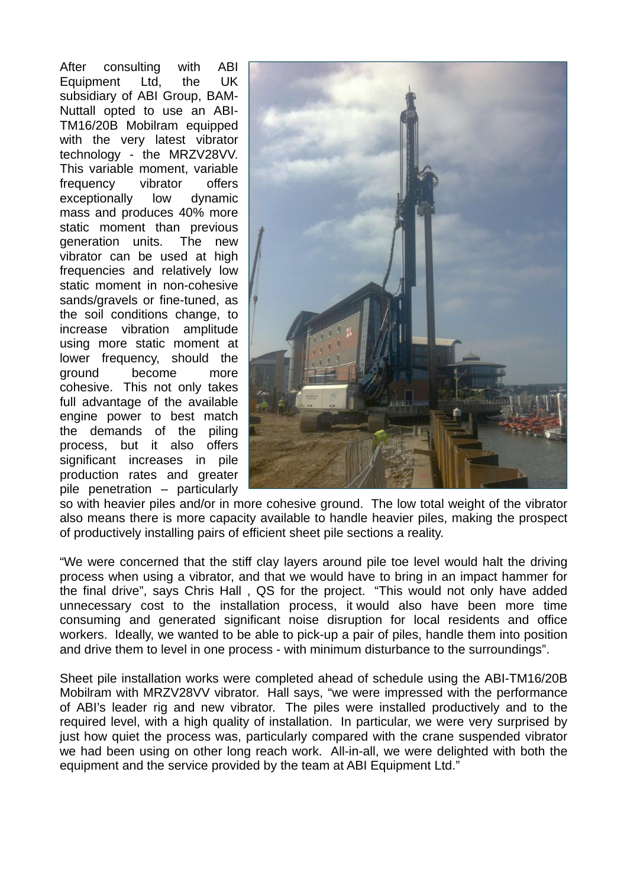After consulting with ABI Equipment Ltd, the UK subsidiary of ABI Group, BAM-Nuttall opted to use an ABI-TM16/20B Mobilram equipped with the very latest vibrator technology - the MRZV28VV. This variable moment, variable frequency vibrator offers exceptionally low dynamic mass and produces 40% more static moment than previous generation units. The new vibrator can be used at high frequencies and relatively low static moment in non-cohesive sands/gravels or fine-tuned, as the soil conditions change, to increase vibration amplitude using more static moment at lower frequency, should the ground become more cohesive. This not only takes full advantage of the available engine power to best match the demands of the piling process, but it also offers significant increases in pile production rates and greater pile penetration – particularly so with heavier piles and/or in more cohesive ground. The low total weight of the vibrator also means there is more capacity available to handle heavier piles, making the prospect of productively installing pairs of efficient sheet pile sections a reality.

"We were concerned that the stiff clay layers around pile toe level would halt the driving process when using a vibrator, and that we would have to bring in an impact hammer for the final drive", says Chris Hall , QS for the project. "This would not only have added unnecessary cost to the installation process, it would also have been more time consuming and generated significant noise disruption for local residents and office workers. Ideally, we wanted to be able to pick-up a pair of piles, handle them into position and drive them to level in one process - with minimum disturbance to the surroundings".

Sheet pile installation works were completed ahead of schedule using the ABI-TM16/20B Mobilram with MRZV28VV vibrator. Hall says, "we were impressed with the performance of ABI's leader rig and new vibrator. The piles were installed productively and to the required level, with a high quality of installation. In particular, we were very surprised by just how quiet the process was, particularly compared with the crane suspended vibrator we had been using on other long reach work. All-in-all, we were delighted with both the equipment and the service provided by the team at ABI Equipment Ltd."